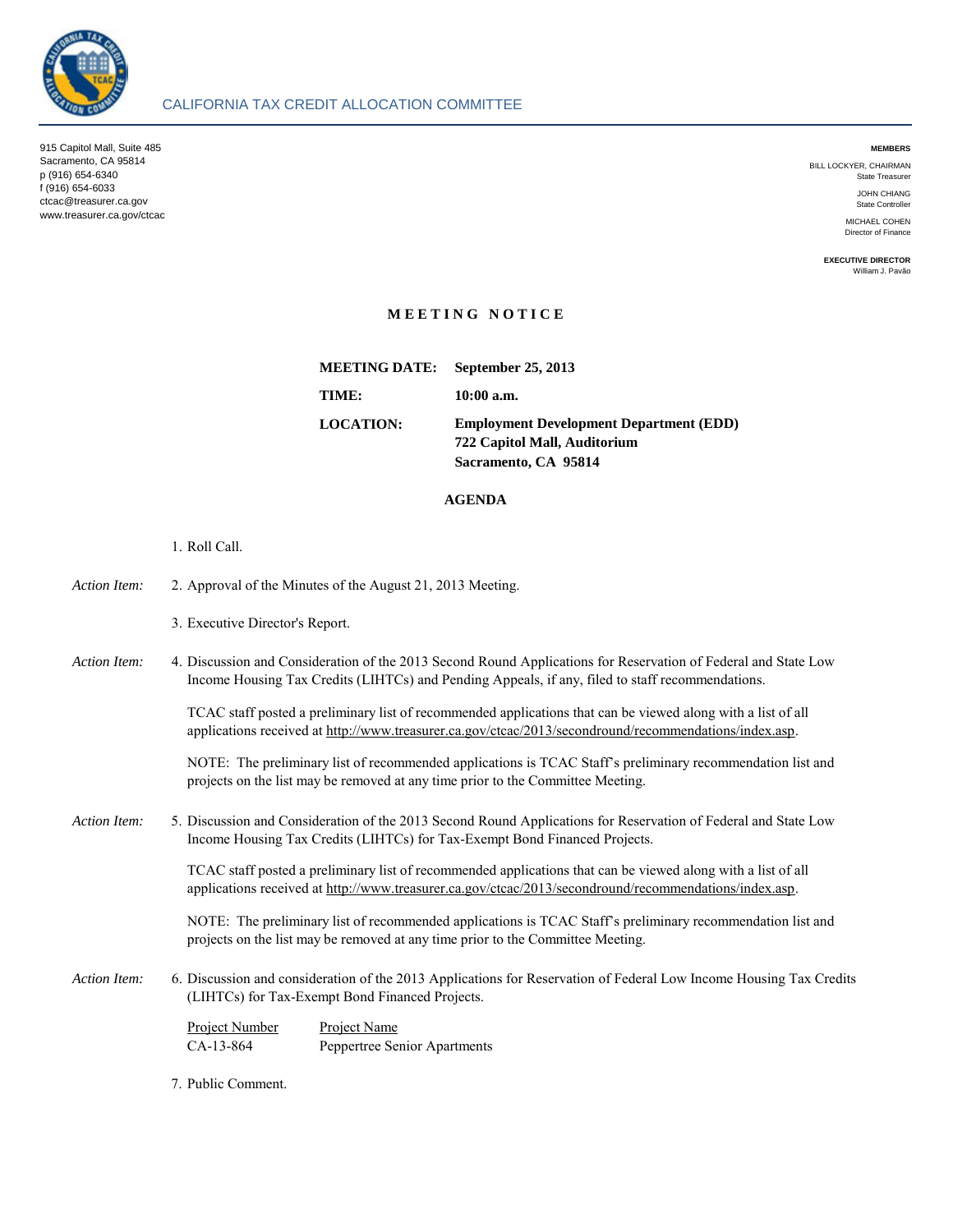CALIFORNIA TAX CREDIT ALLOCATION COMMITTEE

915 Capitol Mall, Suite 485
Sacramento, CA 95814
p (916) 654-6340
f (916) 654-6033
ctcac@treasurer.ca.gov
www.treasurer.ca.gov/ctcac

**MEMBERS**

BILL LOCKYER, CHAIRMAN
State Treasurer

JOHN CHIANG
State Controller

MICHAEL COHEN
Director of Finance

**EXECUTIVE DIRECTOR**
William J. Pavão

# MEETING NOTICE

**MEETING DATE:** **September 25, 2013**

**TIME:** **10:00 a.m.**

**LOCATION:** **Employment Development Department (EDD)**
**722 Capitol Mall, Auditorium**
**Sacramento, CA 95814**

## AGENDA

1. Roll Call.

*Action Item:* 2. Approval of the Minutes of the August 21, 2013 Meeting.

3. Executive Director's Report.

*Action Item:* 4. Discussion and Consideration of the 2013 Second Round Applications for Reservation of Federal and State Low Income Housing Tax Credits (LIHTCs) and Pending Appeals, if any, filed to staff recommendations.

TCAC staff posted a preliminary list of recommended applications that can be viewed along with a list of all applications received at http://www.treasurer.ca.gov/ctcac/2013/secondround/recommendations/index.asp.

NOTE: The preliminary list of recommended applications is TCAC Staff's preliminary recommendation list and projects on the list may be removed at any time prior to the Committee Meeting.

*Action Item:* 5. Discussion and Consideration of the 2013 Second Round Applications for Reservation of Federal and State Low Income Housing Tax Credits (LIHTCs) for Tax-Exempt Bond Financed Projects.

TCAC staff posted a preliminary list of recommended applications that can be viewed along with a list of all applications received at http://www.treasurer.ca.gov/ctcac/2013/secondround/recommendations/index.asp.

NOTE: The preliminary list of recommended applications is TCAC Staff's preliminary recommendation list and projects on the list may be removed at any time prior to the Committee Meeting.

*Action Item:* 6. Discussion and consideration of the 2013 Applications for Reservation of Federal Low Income Housing Tax Credits (LIHTCs) for Tax-Exempt Bond Financed Projects.

| Project Number | Project Name |
|---|---|
| CA-13-864 | Peppertree Senior Apartments |

7. Public Comment.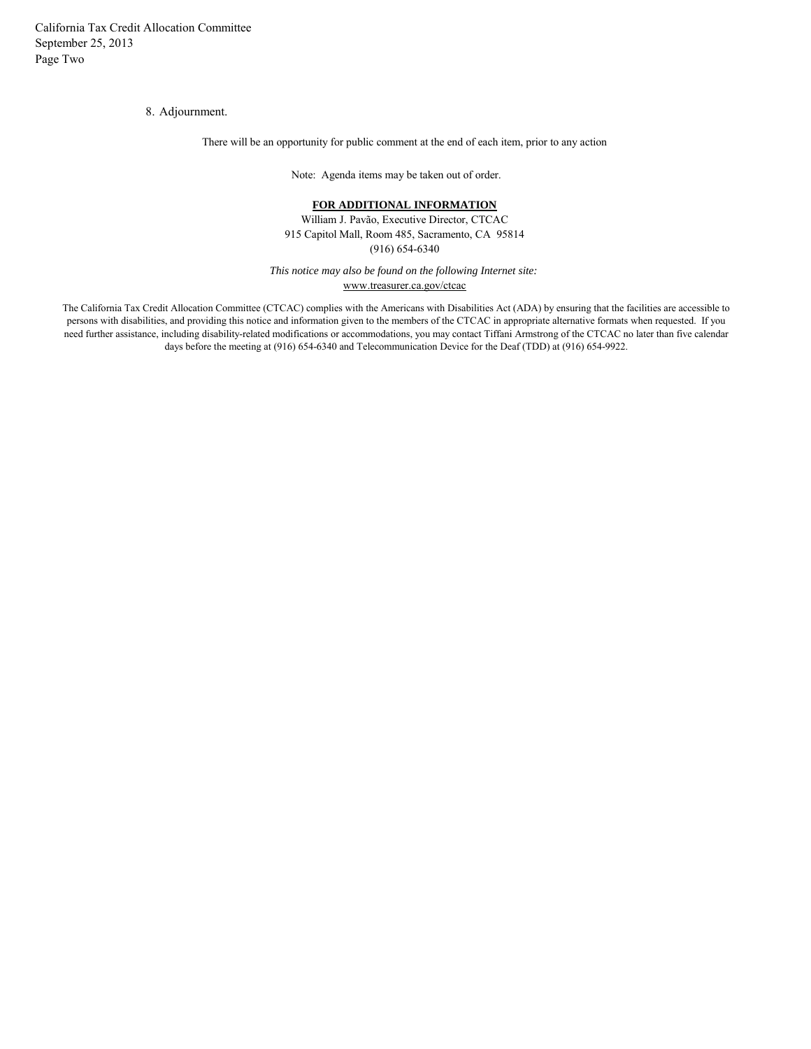8. Adjournment.

There will be an opportunity for public comment at the end of each item, prior to any action

Note: Agenda items may be taken out of order.

**FOR ADDITIONAL INFORMATION**

William J. Pavão, Executive Director, CTCAC
915 Capitol Mall, Room 485, Sacramento, CA 95814
(916) 654-6340

*This notice may also be found on the following Internet site:*
www.treasurer.ca.gov/ctcac

The California Tax Credit Allocation Committee (CTCAC) complies with the Americans with Disabilities Act (ADA) by ensuring that the facilities are accessible to persons with disabilities, and providing this notice and information given to the members of the CTCAC in appropriate alternative formats when requested. If you need further assistance, including disability-related modifications or accommodations, you may contact Tiffani Armstrong of the CTCAC no later than five calendar days before the meeting at (916) 654-6340 and Telecommunication Device for the Deaf (TDD) at (916) 654-9922.